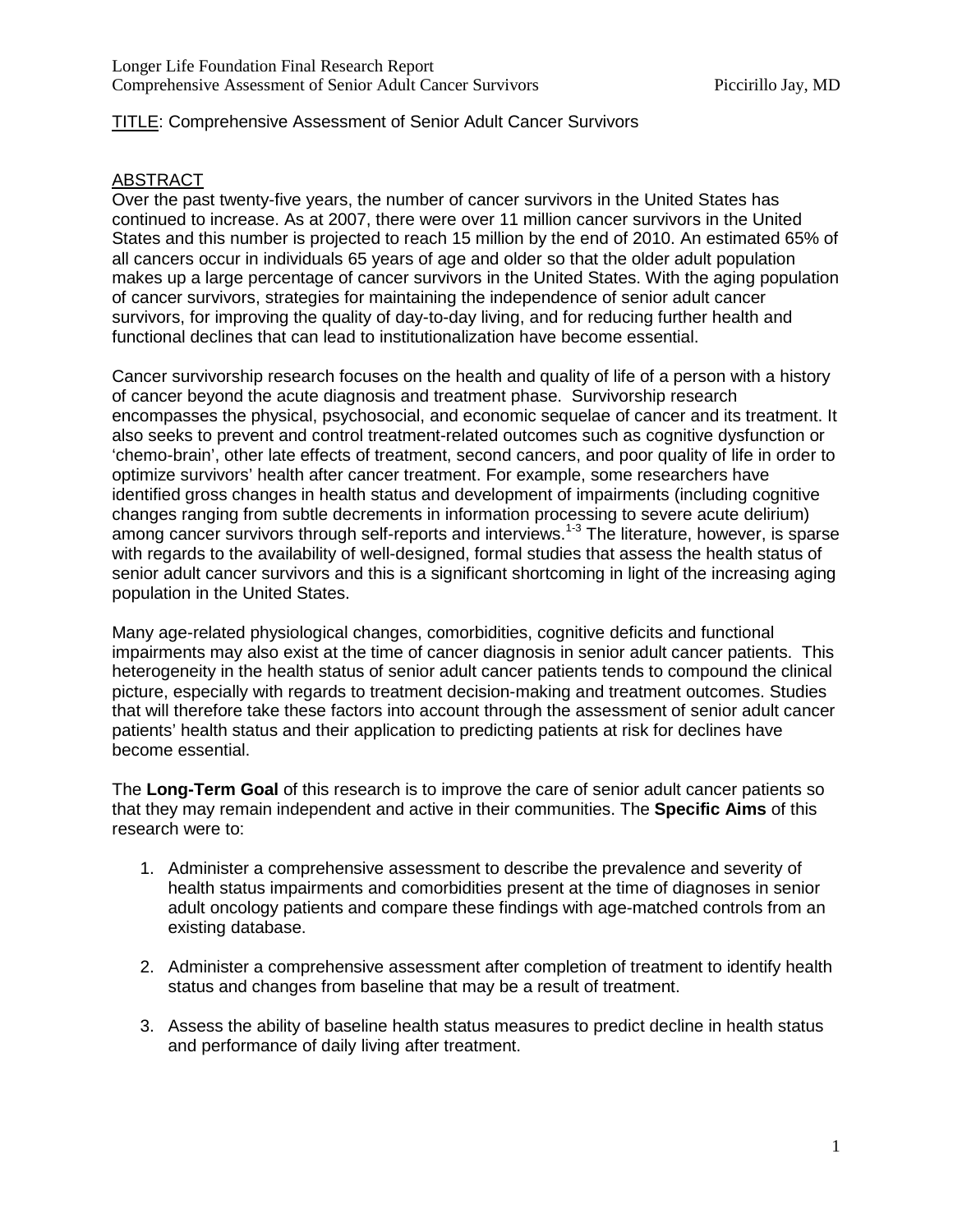TITLE: Comprehensive Assessment of Senior Adult Cancer Survivors

## ABSTRACT

Over the past twenty-five years, the number of cancer survivors in the United States has continued to increase. As at 2007, there were over 11 million cancer survivors in the United States and this number is projected to reach 15 million by the end of 2010. An estimated 65% of all cancers occur in individuals 65 years of age and older so that the older adult population makes up a large percentage of cancer survivors in the United States. With the aging population of cancer survivors, strategies for maintaining the independence of senior adult cancer survivors, for improving the quality of day-to-day living, and for reducing further health and functional declines that can lead to institutionalization have become essential.

Cancer survivorship research focuses on the health and quality of life of a person with a history of cancer beyond the acute diagnosis and treatment phase. Survivorship research encompasses the physical, psychosocial, and economic sequelae of cancer and its treatment. It also seeks to prevent and control treatment-related outcomes such as cognitive dysfunction or 'chemo-brain', other late effects of treatment, second cancers, and poor quality of life in order to optimize survivors' health after cancer treatment. For example, some researchers have identified gross changes in health status and development of impairments (including cognitive changes ranging from subtle decrements in information processing to severe acute delirium) among cancer survivors through self-reports and interviews.[1-3] The literature, however, is sparse with regards to the availability of well-designed, formal studies that assess the health status of senior adult cancer survivors and this is a significant shortcoming in light of the increasing aging population in the United States.

Many age-related physiological changes, comorbidities, cognitive deficits and functional impairments may also exist at the time of cancer diagnosis in senior adult cancer patients. This heterogeneity in the health status of senior adult cancer patients tends to compound the clinical picture, especially with regards to treatment decision-making and treatment outcomes. Studies that will therefore take these factors into account through the assessment of senior adult cancer patients' health status and their application to predicting patients at risk for declines have become essential.

The **Long-Term Goal** of this research is to improve the care of senior adult cancer patients so that they may remain independent and active in their communities. The **Specific Aims** of this research were to:

1. Administer a comprehensive assessment to describe the prevalence and severity of health status impairments and comorbidities present at the time of diagnoses in senior adult oncology patients and compare these findings with age-matched controls from an existing database.

2. Administer a comprehensive assessment after completion of treatment to identify health status and changes from baseline that may be a result of treatment.

3. Assess the ability of baseline health status measures to predict decline in health status and performance of daily living after treatment.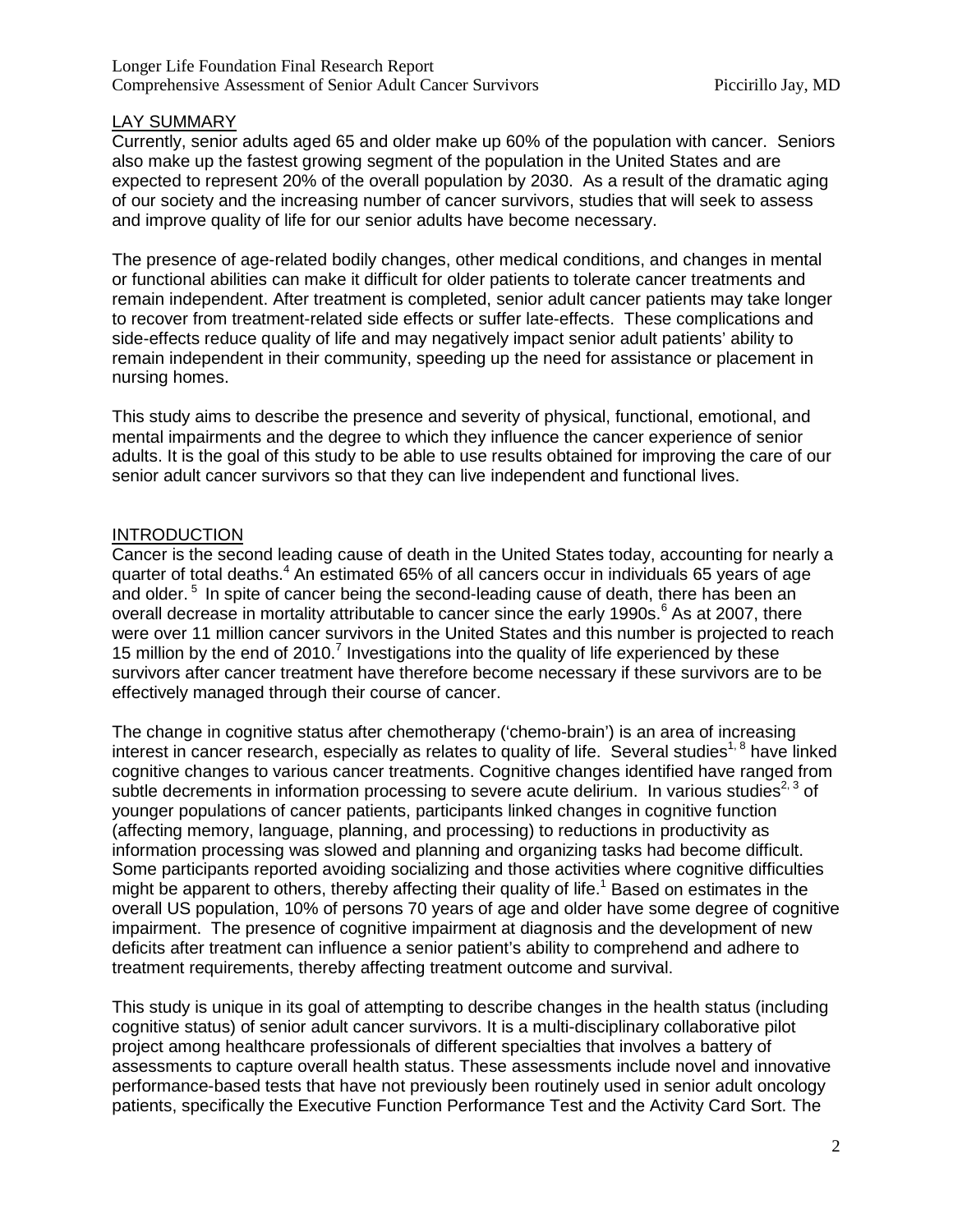## LAY SUMMARY

Currently, senior adults aged 65 and older make up 60% of the population with cancer. Seniors also make up the fastest growing segment of the population in the United States and are expected to represent 20% of the overall population by 2030. As a result of the dramatic aging of our society and the increasing number of cancer survivors, studies that will seek to assess and improve quality of life for our senior adults have become necessary.

The presence of age-related bodily changes, other medical conditions, and changes in mental or functional abilities can make it difficult for older patients to tolerate cancer treatments and remain independent. After treatment is completed, senior adult cancer patients may take longer to recover from treatment-related side effects or suffer late-effects. These complications and side-effects reduce quality of life and may negatively impact senior adult patients' ability to remain independent in their community, speeding up the need for assistance or placement in nursing homes.

This study aims to describe the presence and severity of physical, functional, emotional, and mental impairments and the degree to which they influence the cancer experience of senior adults. It is the goal of this study to be able to use results obtained for improving the care of our senior adult cancer survivors so that they can live independent and functional lives.

## INTRODUCTION

Cancer is the second leading cause of death in the United States today, accounting for nearly a quarter of total deaths.[4] An estimated 65% of all cancers occur in individuals 65 years of age and older.[5] In spite of cancer being the second-leading cause of death, there has been an overall decrease in mortality attributable to cancer since the early 1990s.[6] As at 2007, there were over 11 million cancer survivors in the United States and this number is projected to reach 15 million by the end of 2010.[7] Investigations into the quality of life experienced by these survivors after cancer treatment have therefore become necessary if these survivors are to be effectively managed through their course of cancer.

The change in cognitive status after chemotherapy ('chemo-brain') is an area of increasing interest in cancer research, especially as relates to quality of life. Several studies[1, 8] have linked cognitive changes to various cancer treatments. Cognitive changes identified have ranged from subtle decrements in information processing to severe acute delirium. In various studies[2, 3] of younger populations of cancer patients, participants linked changes in cognitive function (affecting memory, language, planning, and processing) to reductions in productivity as information processing was slowed and planning and organizing tasks had become difficult. Some participants reported avoiding socializing and those activities where cognitive difficulties might be apparent to others, thereby affecting their quality of life.[1] Based on estimates in the overall US population, 10% of persons 70 years of age and older have some degree of cognitive impairment. The presence of cognitive impairment at diagnosis and the development of new deficits after treatment can influence a senior patient's ability to comprehend and adhere to treatment requirements, thereby affecting treatment outcome and survival.

This study is unique in its goal of attempting to describe changes in the health status (including cognitive status) of senior adult cancer survivors. It is a multi-disciplinary collaborative pilot project among healthcare professionals of different specialties that involves a battery of assessments to capture overall health status. These assessments include novel and innovative performance-based tests that have not previously been routinely used in senior adult oncology patients, specifically the Executive Function Performance Test and the Activity Card Sort. The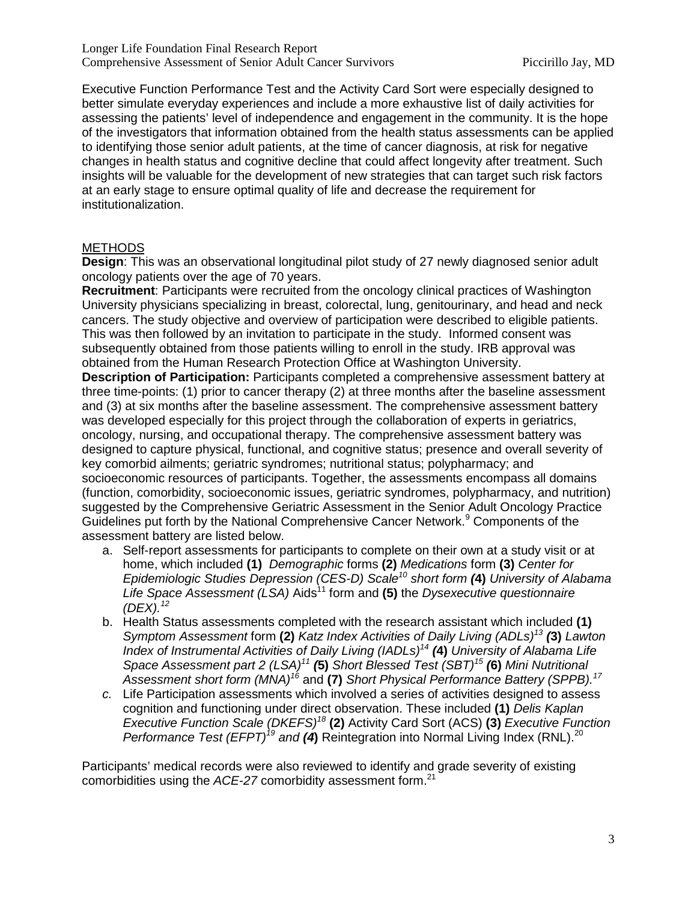Executive Function Performance Test and the Activity Card Sort were especially designed to better simulate everyday experiences and include a more exhaustive list of daily activities for assessing the patients' level of independence and engagement in the community. It is the hope of the investigators that information obtained from the health status assessments can be applied to identifying those senior adult patients, at the time of cancer diagnosis, at risk for negative changes in health status and cognitive decline that could affect longevity after treatment. Such insights will be valuable for the development of new strategies that can target such risk factors at an early stage to ensure optimal quality of life and decrease the requirement for institutionalization.

## METHODS

**Design**: This was an observational longitudinal pilot study of 27 newly diagnosed senior adult oncology patients over the age of 70 years.

**Recruitment**: Participants were recruited from the oncology clinical practices of Washington University physicians specializing in breast, colorectal, lung, genitourinary, and head and neck cancers. The study objective and overview of participation were described to eligible patients. This was then followed by an invitation to participate in the study. Informed consent was subsequently obtained from those patients willing to enroll in the study. IRB approval was obtained from the Human Research Protection Office at Washington University.

**Description of Participation:** Participants completed a comprehensive assessment battery at three time-points: (1) prior to cancer therapy (2) at three months after the baseline assessment and (3) at six months after the baseline assessment. The comprehensive assessment battery was developed especially for this project through the collaboration of experts in geriatrics, oncology, nursing, and occupational therapy. The comprehensive assessment battery was designed to capture physical, functional, and cognitive status; presence and overall severity of key comorbid ailments; geriatric syndromes; nutritional status; polypharmacy; and socioeconomic resources of participants. Together, the assessments encompass all domains (function, comorbidity, socioeconomic issues, geriatric syndromes, polypharmacy, and nutrition) suggested by the Comprehensive Geriatric Assessment in the Senior Adult Oncology Practice Guidelines put forth by the National Comprehensive Cancer Network.[9] Components of the assessment battery are listed below.

a. Self-report assessments for participants to complete on their own at a study visit or at home, which included **(1)** *Demographic* forms **(2)** *Medications* form **(3)** *Center for Epidemiologic Studies Depression (CES-D) Scale*[10] *short form* ***(*4)** *University of Alabama Life Space Assessment (LSA)* Aids[11] form and **(5)** the *Dysexecutive questionnaire (DEX).*[12]
b. Health Status assessments completed with the research assistant which included **(1)** *Symptom Assessment* form **(2)** *Katz Index Activities of Daily Living (ADLs)*[13] ***(*3)** *Lawton Index of Instrumental Activities of Daily Living (IADLs)*[14] ***(*4)** *University of Alabama Life Space Assessment part 2 (LSA)*[11] ***(*5)** *Short Blessed Test (SBT)*[15] ***(*6)** *Mini Nutritional Assessment short form (MNA)*[16] and **(7)** *Short Physical Performance Battery (SPPB).*[17]
c. Life Participation assessments which involved a series of activities designed to assess cognition and functioning under direct observation. These included **(1)** *Delis Kaplan Executive Function Scale (DKEFS)*[18] **(2)** Activity Card Sort (ACS) **(3)** *Executive Function Performance Test (EFPT)*[19] *and* ***(4)*** Reintegration into Normal Living Index (RNL).[20]

Participants' medical records were also reviewed to identify and grade severity of existing comorbidities using the *ACE-27* comorbidity assessment form.[21]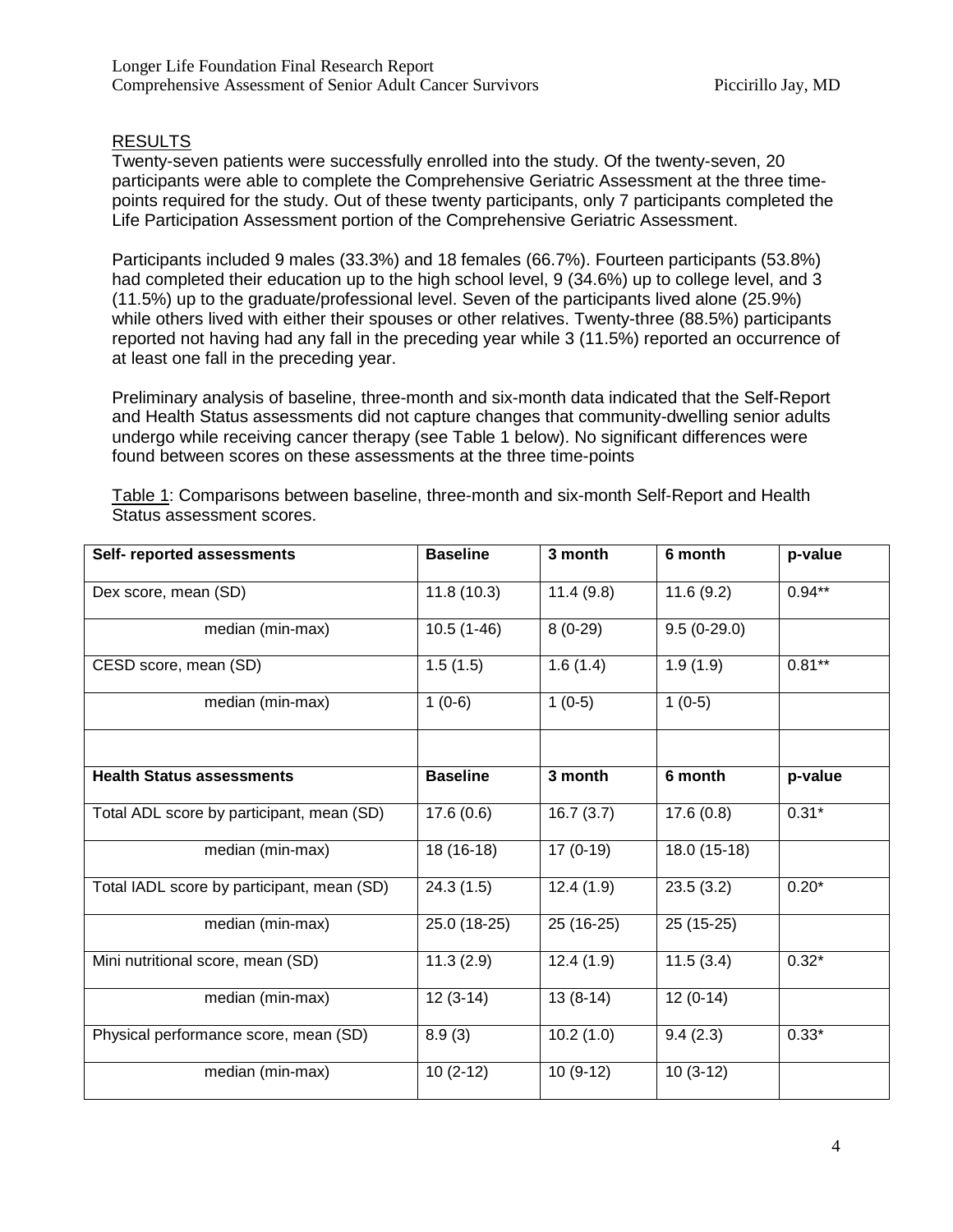## RESULTS

Twenty-seven patients were successfully enrolled into the study. Of the twenty-seven, 20 participants were able to complete the Comprehensive Geriatric Assessment at the three time-points required for the study. Out of these twenty participants, only 7 participants completed the Life Participation Assessment portion of the Comprehensive Geriatric Assessment.

Participants included 9 males (33.3%) and 18 females (66.7%). Fourteen participants (53.8%) had completed their education up to the high school level, 9 (34.6%) up to college level, and 3 (11.5%) up to the graduate/professional level. Seven of the participants lived alone (25.9%) while others lived with either their spouses or other relatives. Twenty-three (88.5%) participants reported not having had any fall in the preceding year while 3 (11.5%) reported an occurrence of at least one fall in the preceding year.

Preliminary analysis of baseline, three-month and six-month data indicated that the Self-Report and Health Status assessments did not capture changes that community-dwelling senior adults undergo while receiving cancer therapy (see Table 1 below). No significant differences were found between scores on these assessments at the three time-points

Table 1: Comparisons between baseline, three-month and six-month Self-Report and Health Status assessment scores.

| **Self- reported assessments** | **Baseline** | **3 month** | **6 month** | **p-value** |
|---|---|---|---|---|
| Dex score, mean (SD) | 11.8 (10.3) | 11.4 (9.8) | 11.6 (9.2) | 0.94** |
| median (min-max) | 10.5 (1-46) | 8 (0-29) | 9.5 (0-29.0) | |
| CESD score, mean (SD) | 1.5 (1.5) | 1.6 (1.4) | 1.9 (1.9) | 0.81** |
| median (min-max) | 1 (0-6) | 1 (0-5) | 1 (0-5) | |
| | | | | |
| **Health Status assessments** | **Baseline** | **3 month** | **6 month** | **p-value** |
| Total ADL score by participant, mean (SD) | 17.6 (0.6) | 16.7 (3.7) | 17.6 (0.8) | 0.31* |
| median (min-max) | 18 (16-18) | 17 (0-19) | 18.0 (15-18) | |
| Total IADL score by participant, mean (SD) | 24.3 (1.5) | 12.4 (1.9) | 23.5 (3.2) | 0.20* |
| median (min-max) | 25.0 (18-25) | 25 (16-25) | 25 (15-25) | |
| Mini nutritional score, mean (SD) | 11.3 (2.9) | 12.4 (1.9) | 11.5 (3.4) | 0.32* |
| median (min-max) | 12 (3-14) | 13 (8-14) | 12 (0-14) | |
| Physical performance score, mean (SD) | 8.9 (3) | 10.2 (1.0) | 9.4 (2.3) | 0.33* |
| median (min-max) | 10 (2-12) | 10 (9-12) | 10 (3-12) | |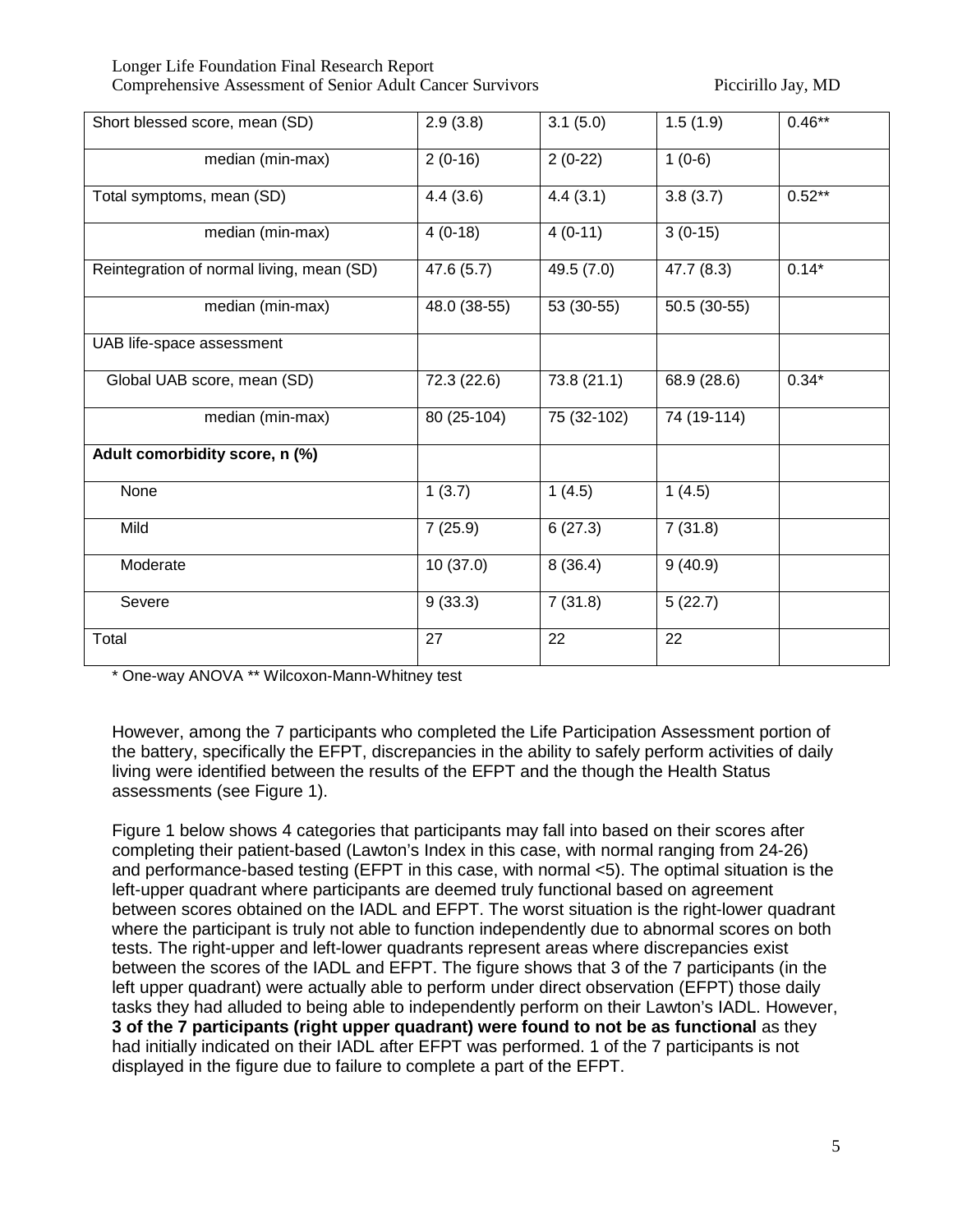| | | | | |
|---|---|---|---|---|
| Short blessed score, mean (SD) | 2.9 (3.8) | 3.1 (5.0) | 1.5 (1.9) | 0.46** |
| median (min-max) | 2 (0-16) | 2 (0-22) | 1 (0-6) | |
| Total symptoms, mean (SD) | 4.4 (3.6) | 4.4 (3.1) | 3.8 (3.7) | 0.52** |
| median (min-max) | 4 (0-18) | 4 (0-11) | 3 (0-15) | |
| Reintegration of normal living, mean (SD) | 47.6 (5.7) | 49.5 (7.0) | 47.7 (8.3) | 0.14* |
| median (min-max) | 48.0 (38-55) | 53 (30-55) | 50.5 (30-55) | |
| UAB life-space assessment | | | | |
| Global UAB score, mean (SD) | 72.3 (22.6) | 73.8 (21.1) | 68.9 (28.6) | 0.34* |
| median (min-max) | 80 (25-104) | 75 (32-102) | 74 (19-114) | |
| **Adult comorbidity score, n (%)** | | | | |
| None | 1 (3.7) | 1 (4.5) | 1 (4.5) | |
| Mild | 7 (25.9) | 6 (27.3) | 7 (31.8) | |
| Moderate | 10 (37.0) | 8 (36.4) | 9 (40.9) | |
| Severe | 9 (33.3) | 7 (31.8) | 5 (22.7) | |
| Total | 27 | 22 | 22 | |

\* One-way ANOVA ** Wilcoxon-Mann-Whitney test

However, among the 7 participants who completed the Life Participation Assessment portion of the battery, specifically the EFPT, discrepancies in the ability to safely perform activities of daily living were identified between the results of the EFPT and the though the Health Status assessments (see Figure 1).

Figure 1 below shows 4 categories that participants may fall into based on their scores after completing their patient-based (Lawton's Index in this case, with normal ranging from 24-26) and performance-based testing (EFPT in this case, with normal <5). The optimal situation is the left-upper quadrant where participants are deemed truly functional based on agreement between scores obtained on the IADL and EFPT. The worst situation is the right-lower quadrant where the participant is truly not able to function independently due to abnormal scores on both tests. The right-upper and left-lower quadrants represent areas where discrepancies exist between the scores of the IADL and EFPT. The figure shows that 3 of the 7 participants (in the left upper quadrant) were actually able to perform under direct observation (EFPT) those daily tasks they had alluded to being able to independently perform on their Lawton's IADL. However, **3 of the 7 participants (right upper quadrant) were found to not be as functional** as they had initially indicated on their IADL after EFPT was performed. 1 of the 7 participants is not displayed in the figure due to failure to complete a part of the EFPT.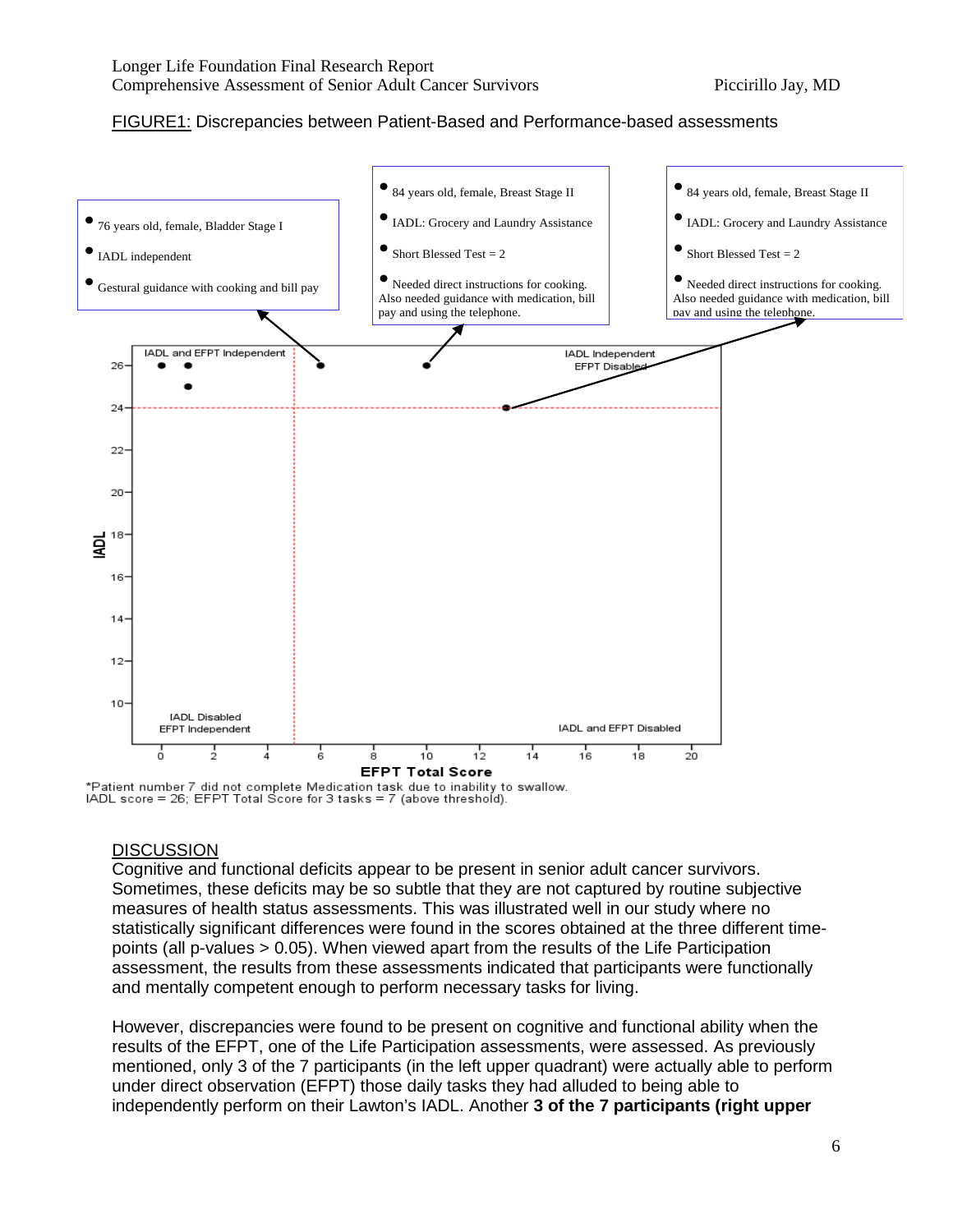FIGURE1: Discrepancies between Patient-Based and Performance-based assessments

- 76 years old, female, Bladder Stage I
- IADL independent
- Gestural guidance with cooking and bill pay

- 84 years old, female, Breast Stage II
- IADL: Grocery and Laundry Assistance
- Short Blessed Test = 2
- Needed direct instructions for cooking. Also needed guidance with medication, bill pay and using the telephone.

- 84 years old, female, Breast Stage II
- IADL: Grocery and Laundry Assistance
- Short Blessed Test = 2
- Needed direct instructions for cooking. Also needed guidance with medication, bill pay and using the telephone.

IADL and EFPT Independent | IADL Independent EFPT Disabled | IADL Disabled EFPT Independent | IADL and EFPT Disabled

IADL / EFPT Total Score

*Patient number 7 did not complete Medication task due to inability to swallow. IADL score = 26; EFPT Total Score for 3 tasks = 7 (above threshold).

## DISCUSSION

Cognitive and functional deficits appear to be present in senior adult cancer survivors. Sometimes, these deficits may be so subtle that they are not captured by routine subjective measures of health status assessments. This was illustrated well in our study where no statistically significant differences were found in the scores obtained at the three different time-points (all p-values > 0.05). When viewed apart from the results of the Life Participation assessment, the results from these assessments indicated that participants were functionally and mentally competent enough to perform necessary tasks for living.

However, discrepancies were found to be present on cognitive and functional ability when the results of the EFPT, one of the Life Participation assessments, were assessed. As previously mentioned, only 3 of the 7 participants (in the left upper quadrant) were actually able to perform under direct observation (EFPT) those daily tasks they had alluded to being able to independently perform on their Lawton's IADL. Another **3 of the 7 participants (right upper**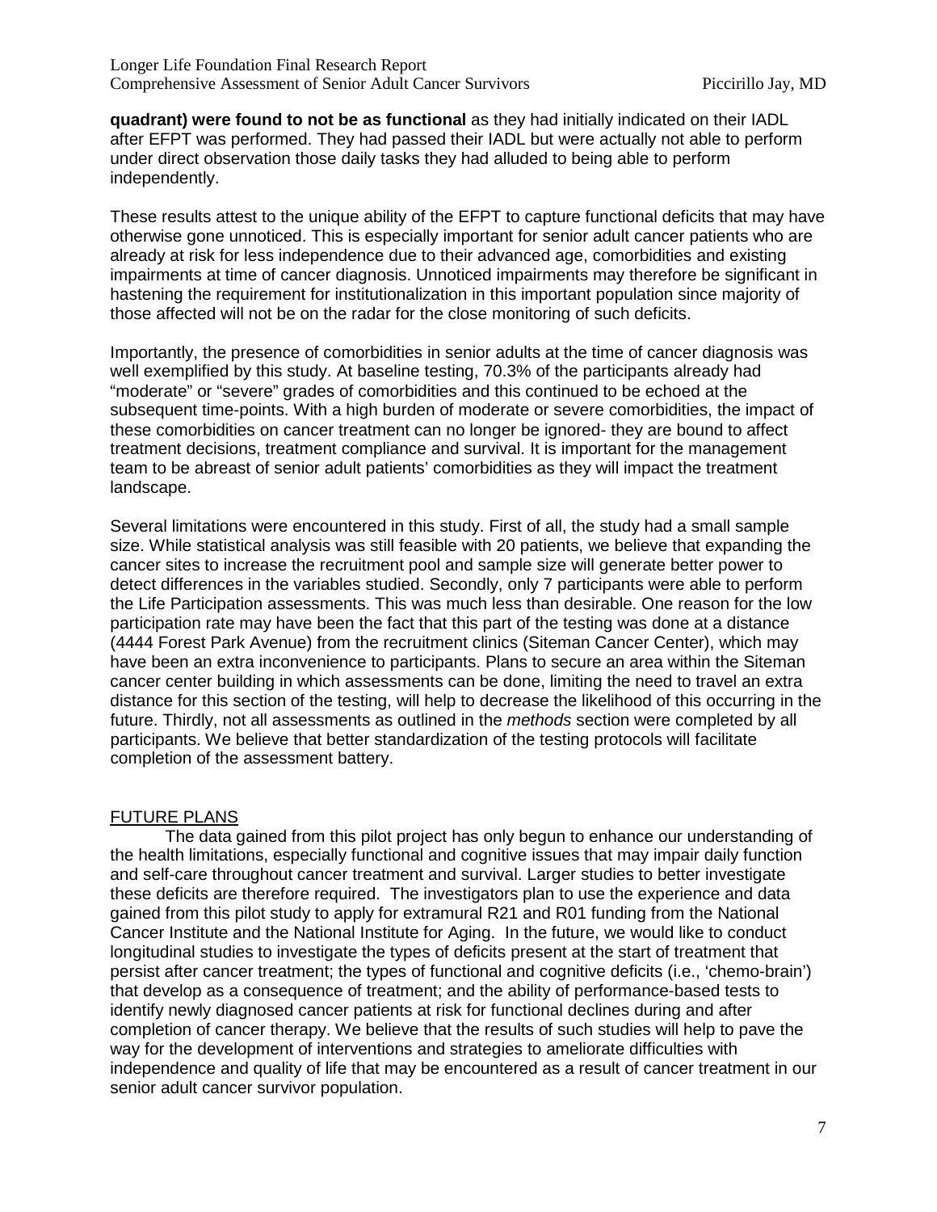**quadrant) were found to not be as functional** as they had initially indicated on their IADL after EFPT was performed. They had passed their IADL but were actually not able to perform under direct observation those daily tasks they had alluded to being able to perform independently.

These results attest to the unique ability of the EFPT to capture functional deficits that may have otherwise gone unnoticed. This is especially important for senior adult cancer patients who are already at risk for less independence due to their advanced age, comorbidities and existing impairments at time of cancer diagnosis. Unnoticed impairments may therefore be significant in hastening the requirement for institutionalization in this important population since majority of those affected will not be on the radar for the close monitoring of such deficits.

Importantly, the presence of comorbidities in senior adults at the time of cancer diagnosis was well exemplified by this study. At baseline testing, 70.3% of the participants already had "moderate" or "severe" grades of comorbidities and this continued to be echoed at the subsequent time-points. With a high burden of moderate or severe comorbidities, the impact of these comorbidities on cancer treatment can no longer be ignored- they are bound to affect treatment decisions, treatment compliance and survival. It is important for the management team to be abreast of senior adult patients' comorbidities as they will impact the treatment landscape.

Several limitations were encountered in this study. First of all, the study had a small sample size. While statistical analysis was still feasible with 20 patients, we believe that expanding the cancer sites to increase the recruitment pool and sample size will generate better power to detect differences in the variables studied. Secondly, only 7 participants were able to perform the Life Participation assessments. This was much less than desirable. One reason for the low participation rate may have been the fact that this part of the testing was done at a distance (4444 Forest Park Avenue) from the recruitment clinics (Siteman Cancer Center), which may have been an extra inconvenience to participants. Plans to secure an area within the Siteman cancer center building in which assessments can be done, limiting the need to travel an extra distance for this section of the testing, will help to decrease the likelihood of this occurring in the future. Thirdly, not all assessments as outlined in the *methods* section were completed by all participants. We believe that better standardization of the testing protocols will facilitate completion of the assessment battery.

## FUTURE PLANS

The data gained from this pilot project has only begun to enhance our understanding of the health limitations, especially functional and cognitive issues that may impair daily function and self-care throughout cancer treatment and survival. Larger studies to better investigate these deficits are therefore required. The investigators plan to use the experience and data gained from this pilot study to apply for extramural R21 and R01 funding from the National Cancer Institute and the National Institute for Aging. In the future, we would like to conduct longitudinal studies to investigate the types of deficits present at the start of treatment that persist after cancer treatment; the types of functional and cognitive deficits (i.e., 'chemo-brain') that develop as a consequence of treatment; and the ability of performance-based tests to identify newly diagnosed cancer patients at risk for functional declines during and after completion of cancer therapy. We believe that the results of such studies will help to pave the way for the development of interventions and strategies to ameliorate difficulties with independence and quality of life that may be encountered as a result of cancer treatment in our senior adult cancer survivor population.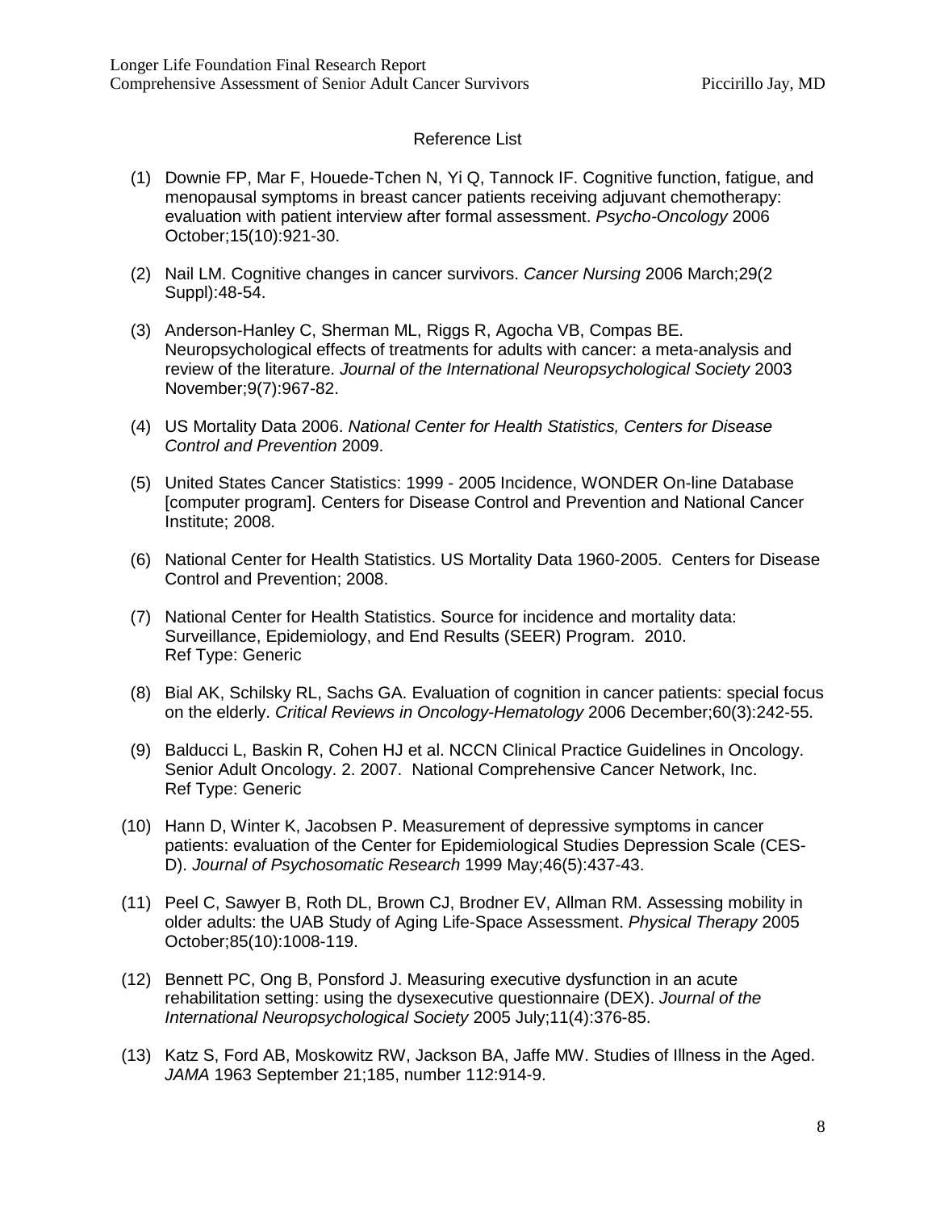## Reference List

(1) Downie FP, Mar F, Houede-Tchen N, Yi Q, Tannock IF. Cognitive function, fatigue, and menopausal symptoms in breast cancer patients receiving adjuvant chemotherapy: evaluation with patient interview after formal assessment. *Psycho-Oncology* 2006 October;15(10):921-30.

(2) Nail LM. Cognitive changes in cancer survivors. *Cancer Nursing* 2006 March;29(2 Suppl):48-54.

(3) Anderson-Hanley C, Sherman ML, Riggs R, Agocha VB, Compas BE. Neuropsychological effects of treatments for adults with cancer: a meta-analysis and review of the literature. *Journal of the International Neuropsychological Society* 2003 November;9(7):967-82.

(4) US Mortality Data 2006. *National Center for Health Statistics, Centers for Disease Control and Prevention* 2009.

(5) United States Cancer Statistics: 1999 - 2005 Incidence, WONDER On-line Database [computer program]. Centers for Disease Control and Prevention and National Cancer Institute; 2008.

(6) National Center for Health Statistics. US Mortality Data 1960-2005. Centers for Disease Control and Prevention; 2008.

(7) National Center for Health Statistics. Source for incidence and mortality data: Surveillance, Epidemiology, and End Results (SEER) Program. 2010.
Ref Type: Generic

(8) Bial AK, Schilsky RL, Sachs GA. Evaluation of cognition in cancer patients: special focus on the elderly. *Critical Reviews in Oncology-Hematology* 2006 December;60(3):242-55.

(9) Balducci L, Baskin R, Cohen HJ et al. NCCN Clinical Practice Guidelines in Oncology. Senior Adult Oncology. 2. 2007. National Comprehensive Cancer Network, Inc.
Ref Type: Generic

(10) Hann D, Winter K, Jacobsen P. Measurement of depressive symptoms in cancer patients: evaluation of the Center for Epidemiological Studies Depression Scale (CES-D). *Journal of Psychosomatic Research* 1999 May;46(5):437-43.

(11) Peel C, Sawyer B, Roth DL, Brown CJ, Brodner EV, Allman RM. Assessing mobility in older adults: the UAB Study of Aging Life-Space Assessment. *Physical Therapy* 2005 October;85(10):1008-119.

(12) Bennett PC, Ong B, Ponsford J. Measuring executive dysfunction in an acute rehabilitation setting: using the dysexecutive questionnaire (DEX). *Journal of the International Neuropsychological Society* 2005 July;11(4):376-85.

(13) Katz S, Ford AB, Moskowitz RW, Jackson BA, Jaffe MW. Studies of Illness in the Aged. *JAMA* 1963 September 21;185, number 112:914-9.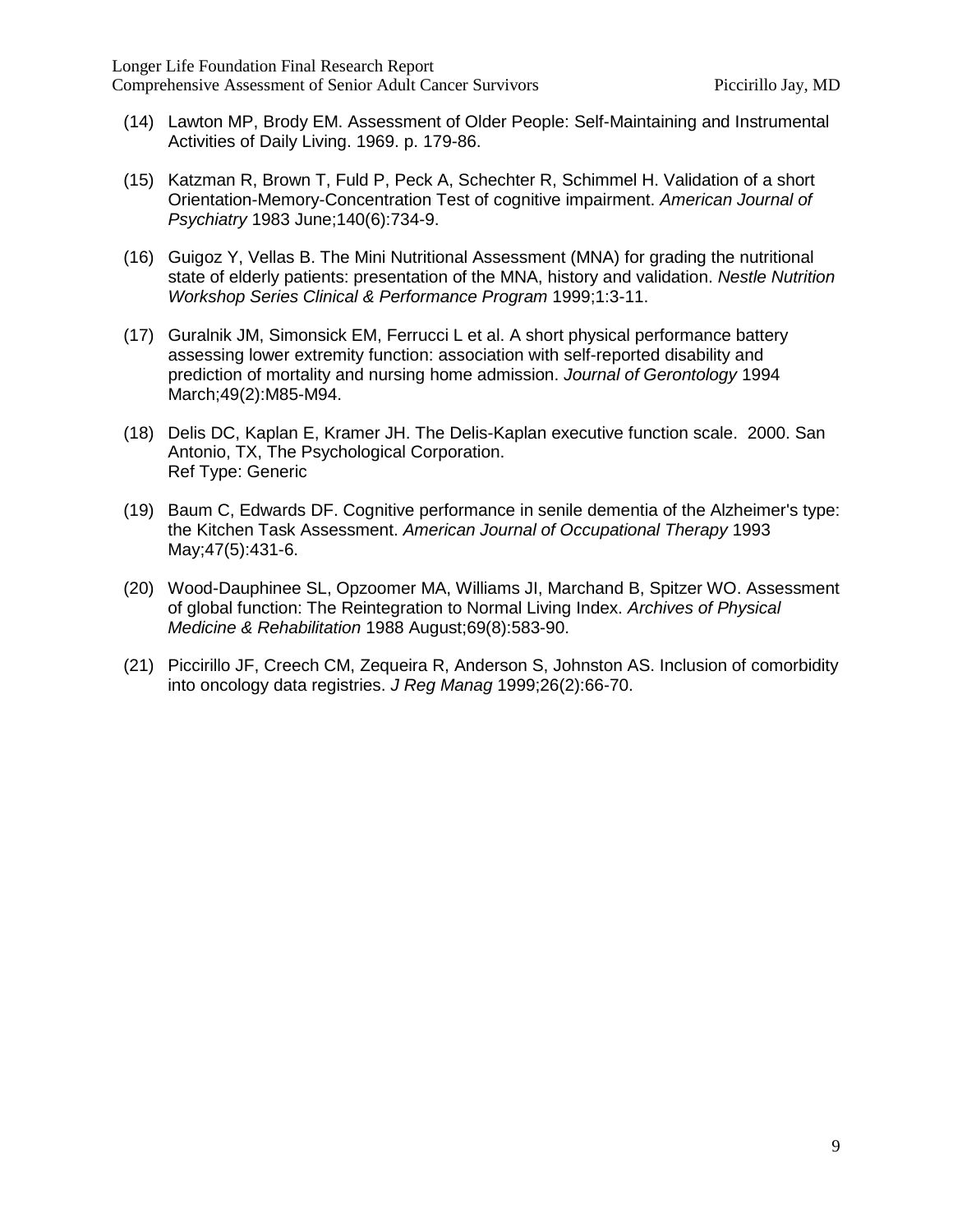(14) Lawton MP, Brody EM. Assessment of Older People: Self-Maintaining and Instrumental Activities of Daily Living. 1969. p. 179-86.

(15) Katzman R, Brown T, Fuld P, Peck A, Schechter R, Schimmel H. Validation of a short Orientation-Memory-Concentration Test of cognitive impairment. *American Journal of Psychiatry* 1983 June;140(6):734-9.

(16) Guigoz Y, Vellas B. The Mini Nutritional Assessment (MNA) for grading the nutritional state of elderly patients: presentation of the MNA, history and validation. *Nestle Nutrition Workshop Series Clinical & Performance Program* 1999;1:3-11.

(17) Guralnik JM, Simonsick EM, Ferrucci L et al. A short physical performance battery assessing lower extremity function: association with self-reported disability and prediction of mortality and nursing home admission. *Journal of Gerontology* 1994 March;49(2):M85-M94.

(18) Delis DC, Kaplan E, Kramer JH. The Delis-Kaplan executive function scale. 2000. San Antonio, TX, The Psychological Corporation.
Ref Type: Generic

(19) Baum C, Edwards DF. Cognitive performance in senile dementia of the Alzheimer's type: the Kitchen Task Assessment. *American Journal of Occupational Therapy* 1993 May;47(5):431-6.

(20) Wood-Dauphinee SL, Opzoomer MA, Williams JI, Marchand B, Spitzer WO. Assessment of global function: The Reintegration to Normal Living Index. *Archives of Physical Medicine & Rehabilitation* 1988 August;69(8):583-90.

(21) Piccirillo JF, Creech CM, Zequeira R, Anderson S, Johnston AS. Inclusion of comorbidity into oncology data registries. *J Reg Manag* 1999;26(2):66-70.